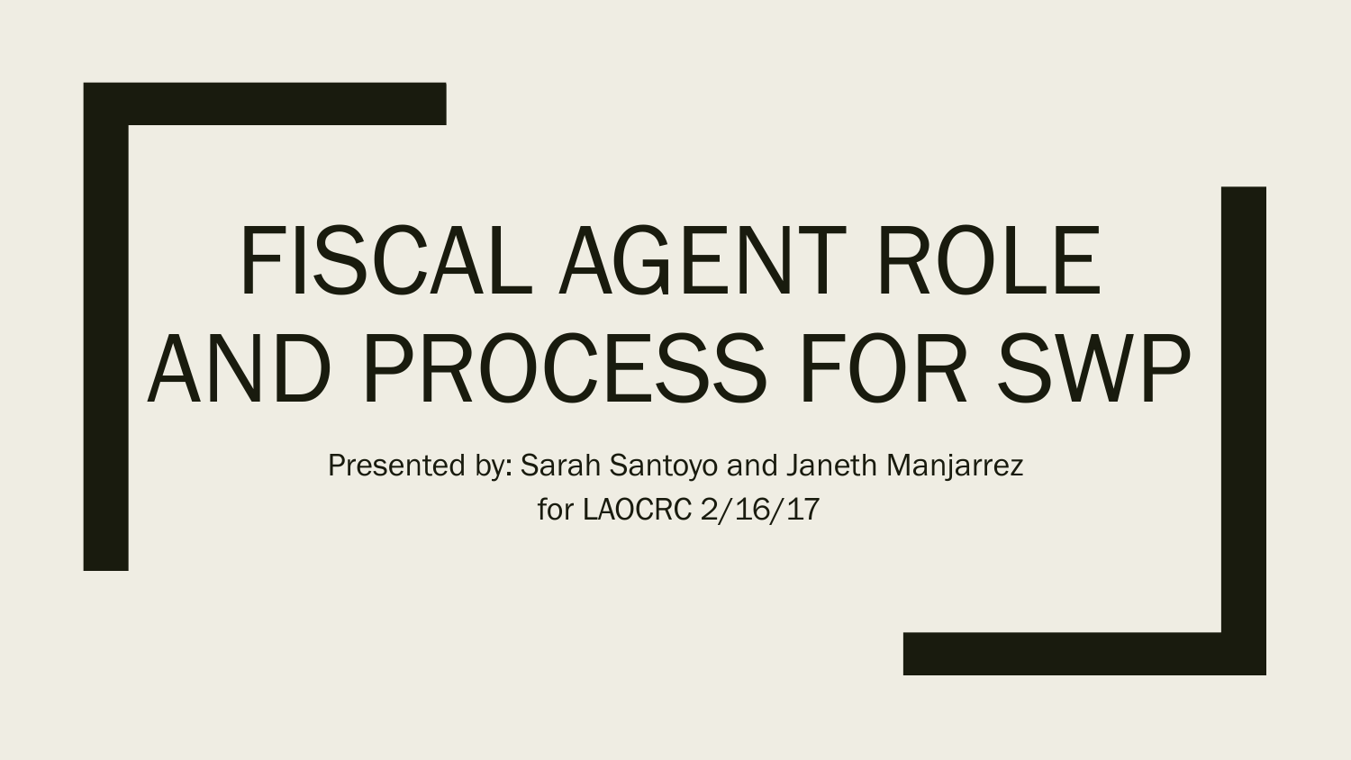# FISCAL AGENT ROLE AND PROCESS FOR SWP

Presented by: Sarah Santoyo and Janeth Manjarrez
for LAOCRC 2/16/17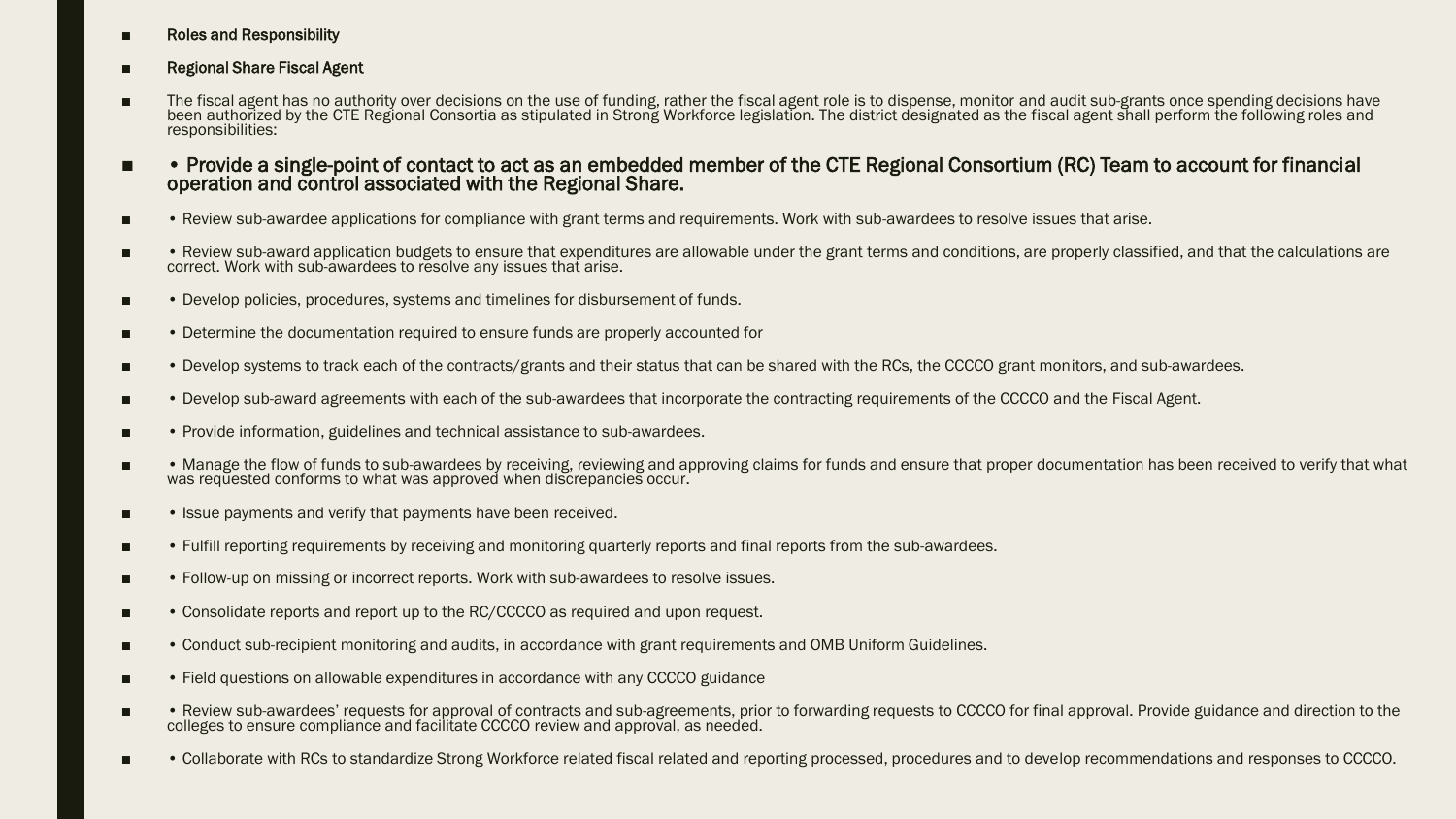- Roles and Responsibility
- Regional Share Fiscal Agent
- The fiscal agent has no authority over decisions on the use of funding, rather the fiscal agent role is to dispense, monitor and audit sub-grants once spending decisions have been authorized by the CTE Regional Consortia as stipulated in Strong Workforce legislation. The district designated as the fiscal agent shall perform the following roles and responsibilities:
- • Provide a single-point of contact to act as an embedded member of the CTE Regional Consortium (RC) Team to account for financial operation and control associated with the Regional Share.
- • Review sub-awardee applications for compliance with grant terms and requirements. Work with sub-awardees to resolve issues that arise.
- • Review sub-award application budgets to ensure that expenditures are allowable under the grant terms and conditions, are properly classified, and that the calculations are correct. Work with sub-awardees to resolve any issues that arise.
- • Develop policies, procedures, systems and timelines for disbursement of funds.
- • Determine the documentation required to ensure funds are properly accounted for
- • Develop systems to track each of the contracts/grants and their status that can be shared with the RCs, the CCCCO grant monitors, and sub-awardees.
- • Develop sub-award agreements with each of the sub-awardees that incorporate the contracting requirements of the CCCCO and the Fiscal Agent.
- • Provide information, guidelines and technical assistance to sub-awardees.
- • Manage the flow of funds to sub-awardees by receiving, reviewing and approving claims for funds and ensure that proper documentation has been received to verify that what was requested conforms to what was approved when discrepancies occur.
- • Issue payments and verify that payments have been received.
- • Fulfill reporting requirements by receiving and monitoring quarterly reports and final reports from the sub-awardees.
- • Follow-up on missing or incorrect reports. Work with sub-awardees to resolve issues.
- • Consolidate reports and report up to the RC/CCCCO as required and upon request.
- • Conduct sub-recipient monitoring and audits, in accordance with grant requirements and OMB Uniform Guidelines.
- • Field questions on allowable expenditures in accordance with any CCCCO guidance
- • Review sub-awardees' requests for approval of contracts and sub-agreements, prior to forwarding requests to CCCCO for final approval. Provide guidance and direction to the colleges to ensure compliance and facilitate CCCCO review and approval, as needed.
- • Collaborate with RCs to standardize Strong Workforce related fiscal related and reporting processed, procedures and to develop recommendations and responses to CCCCO.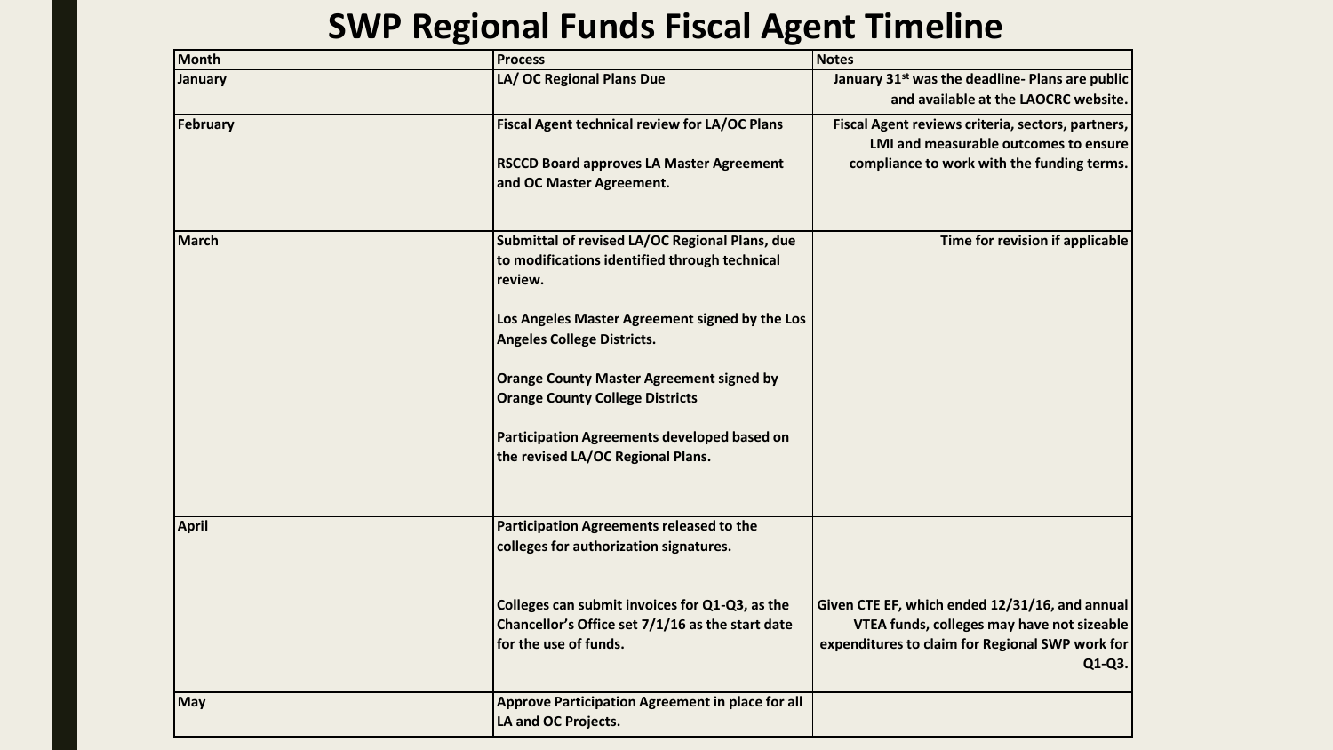# SWP Regional Funds Fiscal Agent Timeline

| Month | Process | Notes |
|---|---|---|
| January | LA/ OC Regional Plans Due | January 31st was the deadline- Plans are public and available at the LAOCRC website. |
| February | Fiscal Agent technical review for LA/OC Plans<br><br>RSCCD Board approves LA Master Agreement and OC Master Agreement. | Fiscal Agent reviews criteria, sectors, partners, LMI and measurable outcomes to ensure compliance to work with the funding terms. |
| March | Submittal of revised LA/OC Regional Plans, due to modifications identified through technical review.<br><br>Los Angeles Master Agreement signed by the Los Angeles College Districts.<br><br>Orange County Master Agreement signed by Orange County College Districts<br><br>Participation Agreements developed based on the revised LA/OC Regional Plans. | Time for revision if applicable |
| April | Participation Agreements released to the colleges for authorization signatures.<br><br>Colleges can submit invoices for Q1-Q3, as the Chancellor's Office set 7/1/16 as the start date for the use of funds. | Given CTE EF, which ended 12/31/16, and annual VTEA funds, colleges may have not sizeable expenditures to claim for Regional SWP work for Q1-Q3. |
| May | Approve Participation Agreement in place for all LA and OC Projects. | |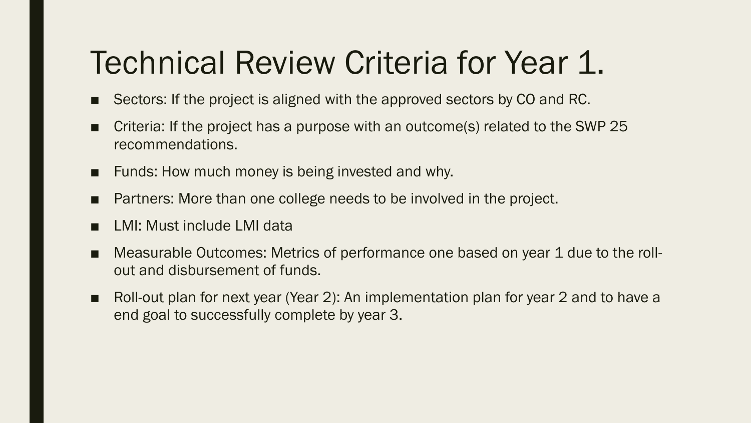# Technical Review Criteria for Year 1.

- Sectors: If the project is aligned with the approved sectors by CO and RC.
- Criteria: If the project has a purpose with an outcome(s) related to the SWP 25 recommendations.
- Funds: How much money is being invested and why.
- Partners: More than one college needs to be involved in the project.
- LMI: Must include LMI data
- Measurable Outcomes: Metrics of performance one based on year 1 due to the roll-out and disbursement of funds.
- Roll-out plan for next year (Year 2): An implementation plan for year 2 and to have a end goal to successfully complete by year 3.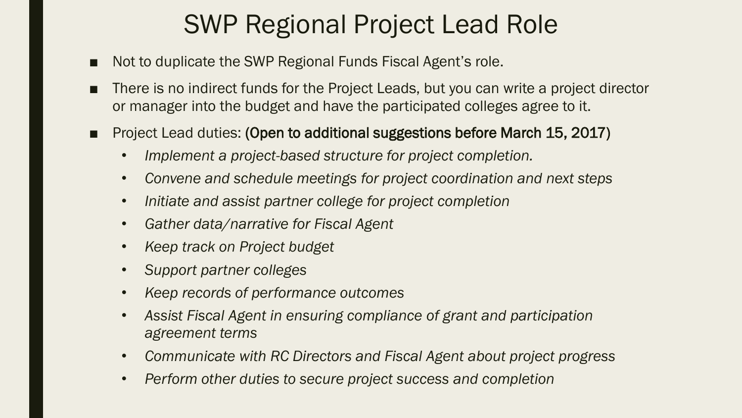# SWP Regional Project Lead Role

- Not to duplicate the SWP Regional Funds Fiscal Agent's role.
- There is no indirect funds for the Project Leads, but you can write a project director or manager into the budget and have the participated colleges agree to it.
- Project Lead duties: **(Open to additional suggestions before March 15, 2017)**
  - *Implement a project-based structure for project completion.*
  - *Convene and schedule meetings for project coordination and next steps*
  - *Initiate and assist partner college for project completion*
  - *Gather data/narrative for Fiscal Agent*
  - *Keep track on Project budget*
  - *Support partner colleges*
  - *Keep records of performance outcomes*
  - *Assist Fiscal Agent in ensuring compliance of grant and participation agreement terms*
  - *Communicate with RC Directors and Fiscal Agent about project progress*
  - *Perform other duties to secure project success and completion*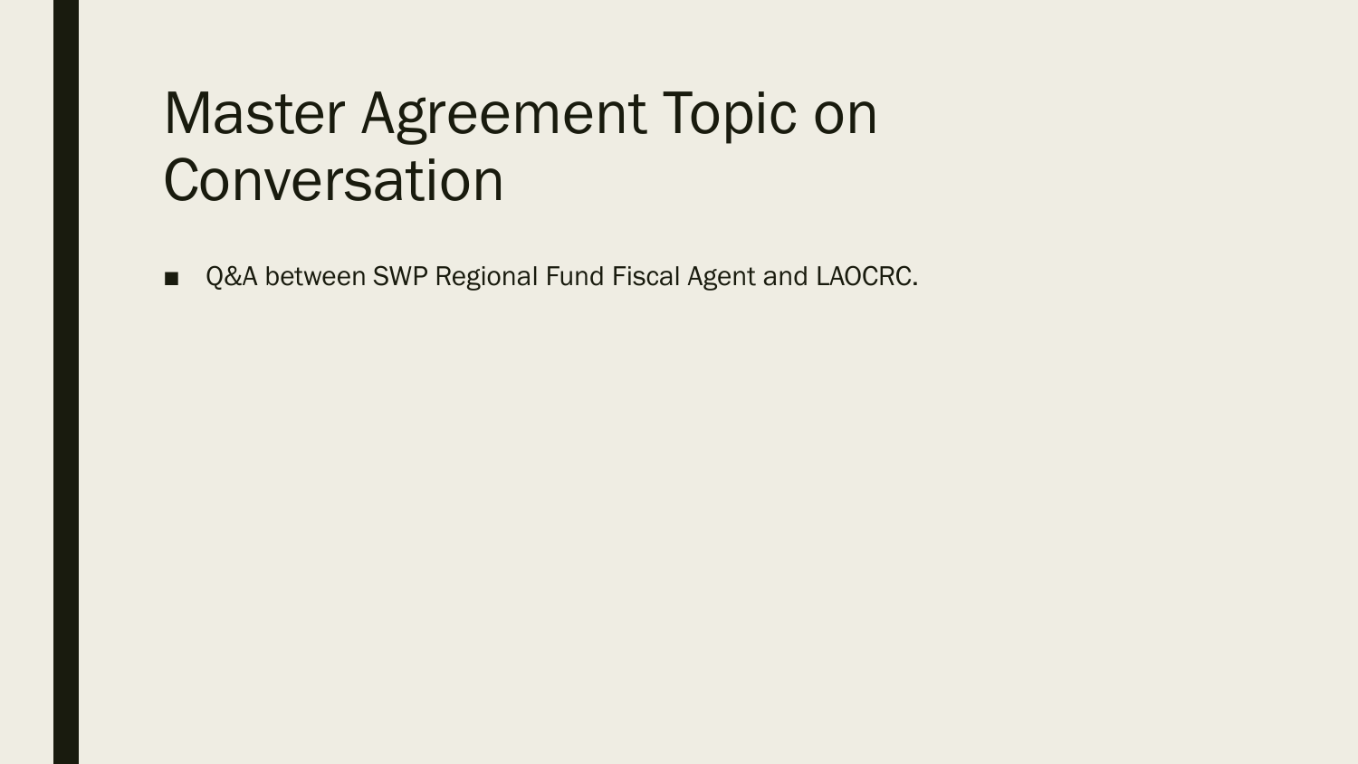# Master Agreement Topic on Conversation

- Q&A between SWP Regional Fund Fiscal Agent and LAOCRC.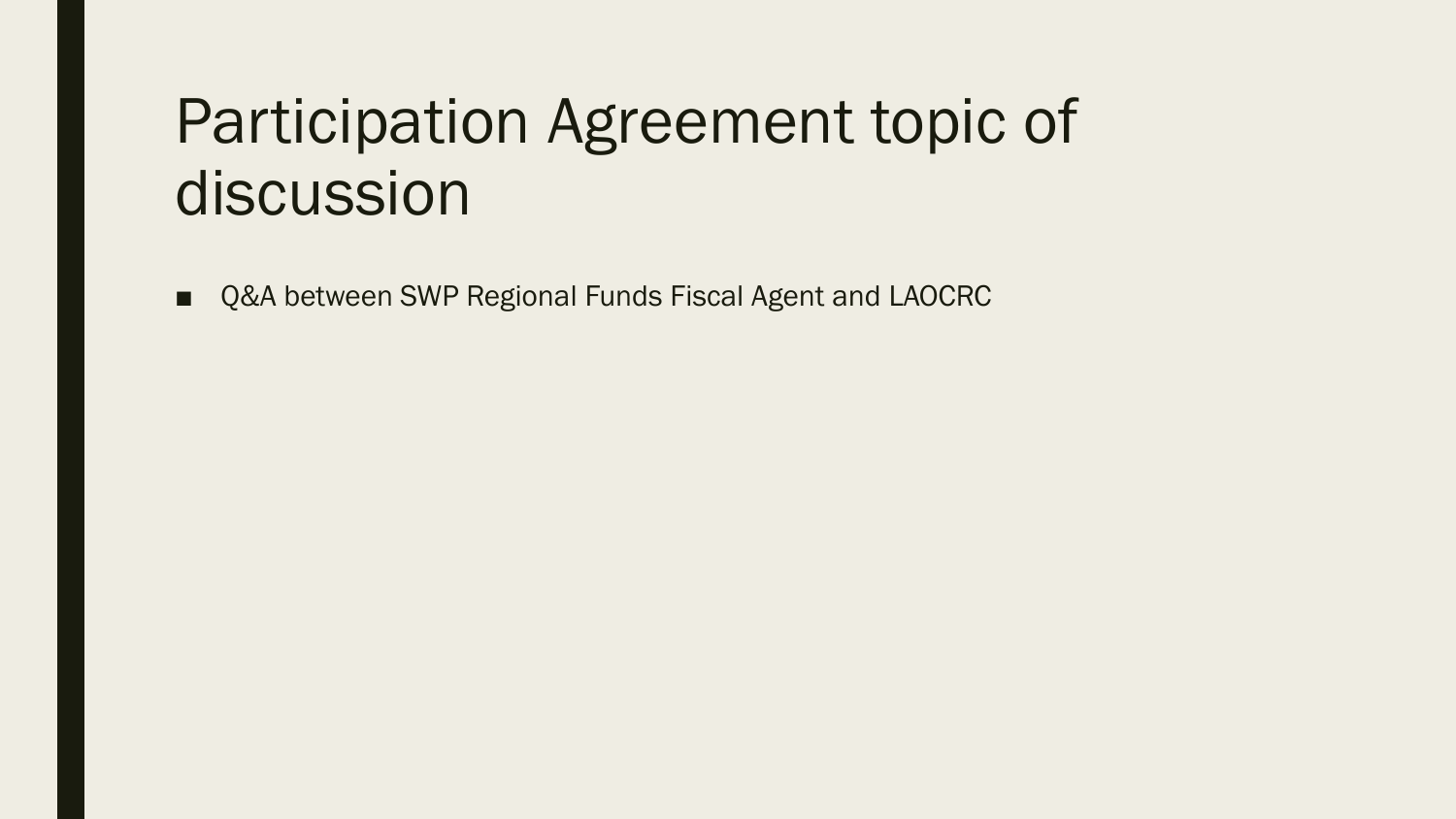# Participation Agreement topic of discussion

- Q&A between SWP Regional Funds Fiscal Agent and LAOCRC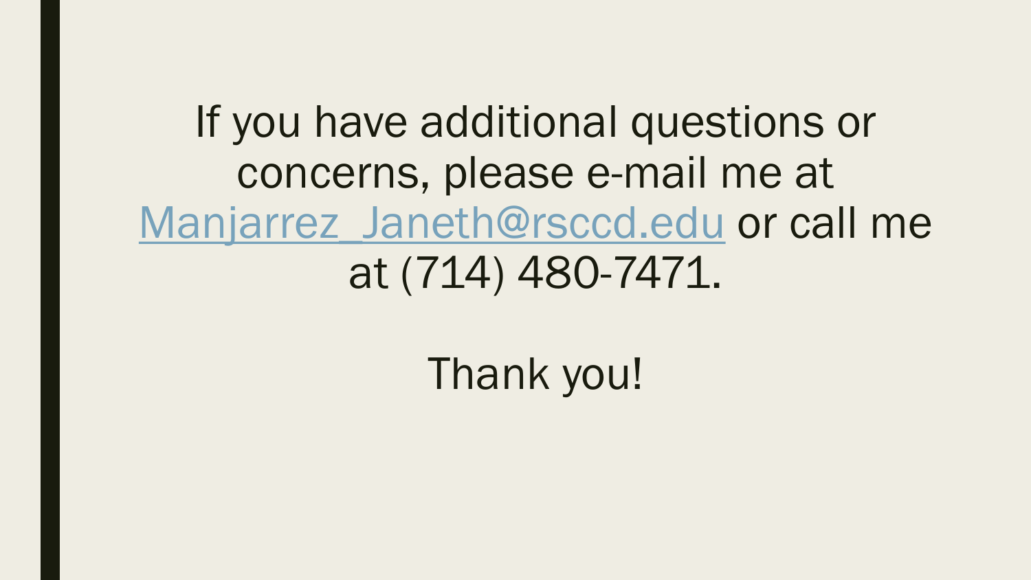If you have additional questions or concerns, please e-mail me at Manjarrez_Janeth@rsccd.edu or call me at (714) 480-7471.

Thank you!